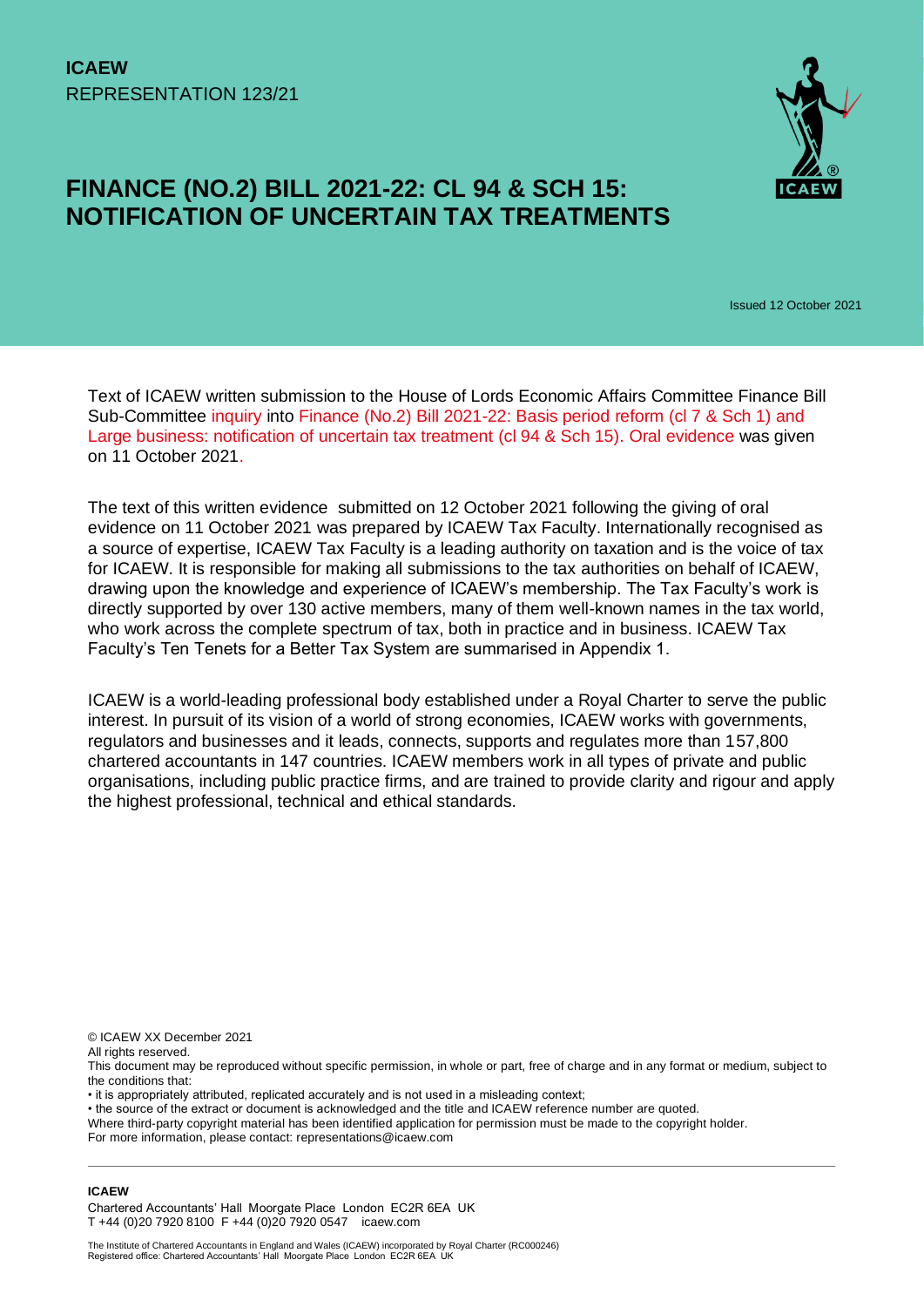**ICAEW**
REPRESENTATION 123/21

# FINANCE (NO.2) BILL 2021-22: CL 94 & SCH 15: NOTIFICATION OF UNCERTAIN TAX TREATMENTS

Issued 12 October 2021

Text of ICAEW written submission to the House of Lords Economic Affairs Committee Finance Bill Sub-Committee inquiry into Finance (No.2) Bill 2021-22: Basis period reform (cl 7 & Sch 1) and Large business: notification of uncertain tax treatment (cl 94 & Sch 15). Oral evidence was given on 11 October 2021.

The text of this written evidence submitted on 12 October 2021 following the giving of oral evidence on 11 October 2021 was prepared by ICAEW Tax Faculty. Internationally recognised as a source of expertise, ICAEW Tax Faculty is a leading authority on taxation and is the voice of tax for ICAEW. It is responsible for making all submissions to the tax authorities on behalf of ICAEW, drawing upon the knowledge and experience of ICAEW's membership. The Tax Faculty's work is directly supported by over 130 active members, many of them well-known names in the tax world, who work across the complete spectrum of tax, both in practice and in business. ICAEW Tax Faculty's Ten Tenets for a Better Tax System are summarised in Appendix 1.

ICAEW is a world-leading professional body established under a Royal Charter to serve the public interest. In pursuit of its vision of a world of strong economies, ICAEW works with governments, regulators and businesses and it leads, connects, supports and regulates more than 157,800 chartered accountants in 147 countries. ICAEW members work in all types of private and public organisations, including public practice firms, and are trained to provide clarity and rigour and apply the highest professional, technical and ethical standards.

© ICAEW XX December 2021
All rights reserved.
This document may be reproduced without specific permission, in whole or part, free of charge and in any format or medium, subject to the conditions that:
• it is appropriately attributed, replicated accurately and is not used in a misleading context;
• the source of the extract or document is acknowledged and the title and ICAEW reference number are quoted.
Where third-party copyright material has been identified application for permission must be made to the copyright holder.
For more information, please contact: representations@icaew.com

**ICAEW**
Chartered Accountants' Hall Moorgate Place London EC2R 6EA UK
T +44 (0)20 7920 8100 F +44 (0)20 7920 0547 icaew.com

The Institute of Chartered Accountants in England and Wales (ICAEW) incorporated by Royal Charter (RC000246)
Registered office: Chartered Accountants' Hall Moorgate Place London EC2R 6EA UK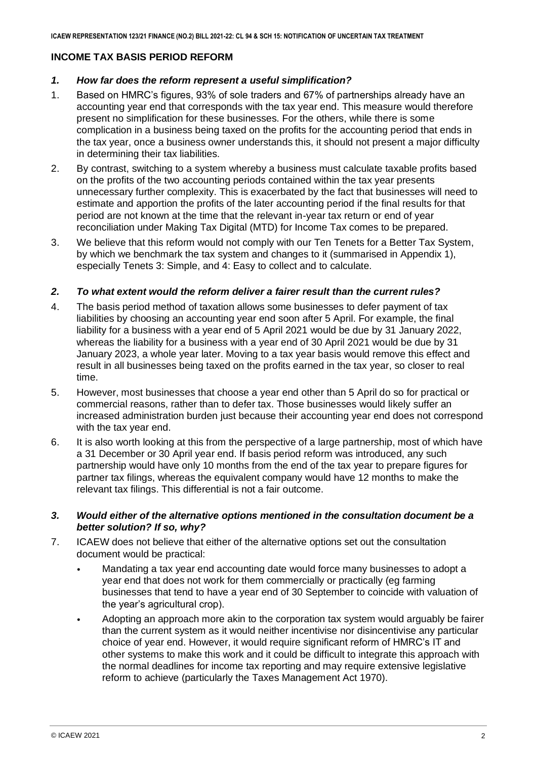## INCOME TAX BASIS PERIOD REFORM

### *1. How far does the reform represent a useful simplification?*

1. Based on HMRC's figures, 93% of sole traders and 67% of partnerships already have an accounting year end that corresponds with the tax year end. This measure would therefore present no simplification for these businesses. For the others, while there is some complication in a business being taxed on the profits for the accounting period that ends in the tax year, once a business owner understands this, it should not present a major difficulty in determining their tax liabilities.
2. By contrast, switching to a system whereby a business must calculate taxable profits based on the profits of the two accounting periods contained within the tax year presents unnecessary further complexity. This is exacerbated by the fact that businesses will need to estimate and apportion the profits of the later accounting period if the final results for that period are not known at the time that the relevant in-year tax return or end of year reconciliation under Making Tax Digital (MTD) for Income Tax comes to be prepared.
3. We believe that this reform would not comply with our Ten Tenets for a Better Tax System, by which we benchmark the tax system and changes to it (summarised in Appendix 1), especially Tenets 3: Simple, and 4: Easy to collect and to calculate.

### *2. To what extent would the reform deliver a fairer result than the current rules?*

4. The basis period method of taxation allows some businesses to defer payment of tax liabilities by choosing an accounting year end soon after 5 April. For example, the final liability for a business with a year end of 5 April 2021 would be due by 31 January 2022, whereas the liability for a business with a year end of 30 April 2021 would be due by 31 January 2023, a whole year later. Moving to a tax year basis would remove this effect and result in all businesses being taxed on the profits earned in the tax year, so closer to real time.
5. However, most businesses that choose a year end other than 5 April do so for practical or commercial reasons, rather than to defer tax. Those businesses would likely suffer an increased administration burden just because their accounting year end does not correspond with the tax year end.
6. It is also worth looking at this from the perspective of a large partnership, most of which have a 31 December or 30 April year end. If basis period reform was introduced, any such partnership would have only 10 months from the end of the tax year to prepare figures for partner tax filings, whereas the equivalent company would have 12 months to make the relevant tax filings. This differential is not a fair outcome.

### *3. Would either of the alternative options mentioned in the consultation document be a better solution? If so, why?*

7. ICAEW does not believe that either of the alternative options set out the consultation document would be practical:
   - Mandating a tax year end accounting date would force many businesses to adopt a year end that does not work for them commercially or practically (eg farming businesses that tend to have a year end of 30 September to coincide with valuation of the year's agricultural crop).
   - Adopting an approach more akin to the corporation tax system would arguably be fairer than the current system as it would neither incentivise nor disincentivise any particular choice of year end. However, it would require significant reform of HMRC's IT and other systems to make this work and it could be difficult to integrate this approach with the normal deadlines for income tax reporting and may require extensive legislative reform to achieve (particularly the Taxes Management Act 1970).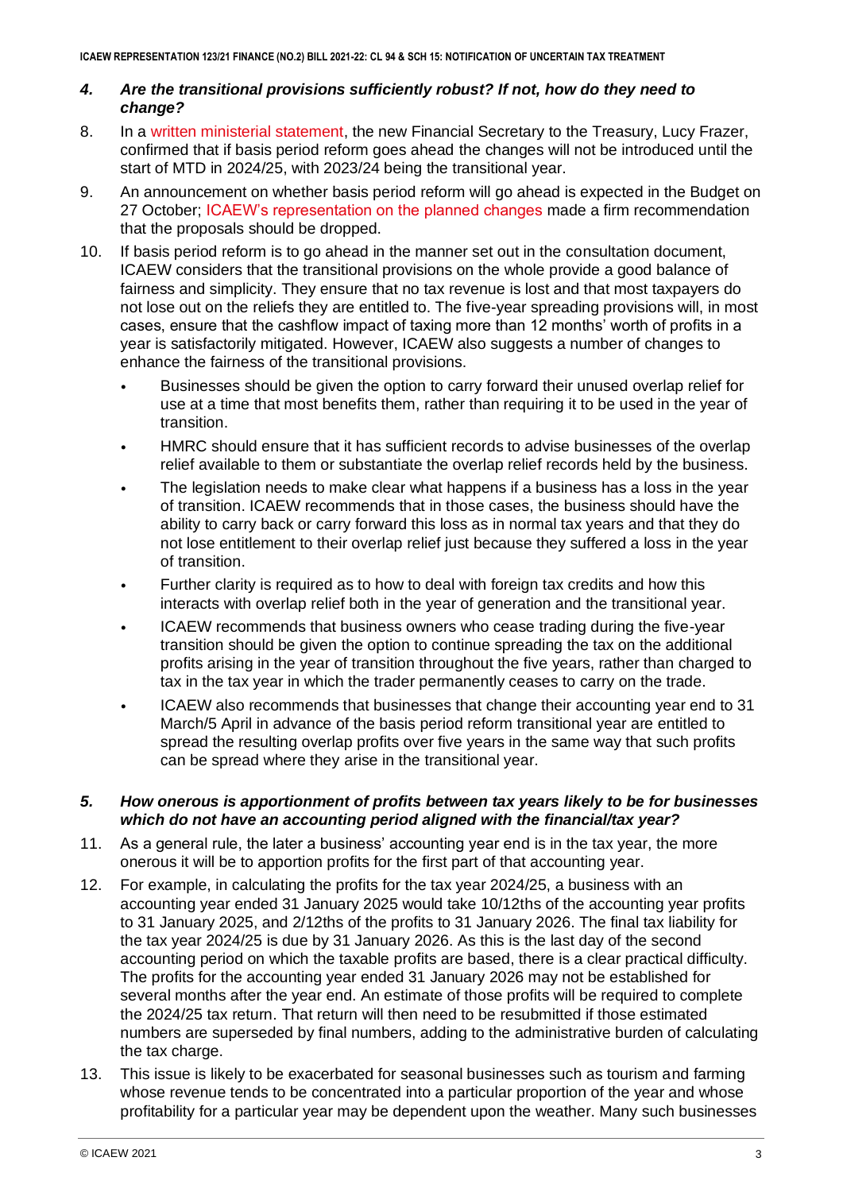### *4. Are the transitional provisions sufficiently robust? If not, how do they need to change?*

8. In a written ministerial statement, the new Financial Secretary to the Treasury, Lucy Frazer, confirmed that if basis period reform goes ahead the changes will not be introduced until the start of MTD in 2024/25, with 2023/24 being the transitional year.

9. An announcement on whether basis period reform will go ahead is expected in the Budget on 27 October; ICAEW's representation on the planned changes made a firm recommendation that the proposals should be dropped.

10. If basis period reform is to go ahead in the manner set out in the consultation document, ICAEW considers that the transitional provisions on the whole provide a good balance of fairness and simplicity. They ensure that no tax revenue is lost and that most taxpayers do not lose out on the reliefs they are entitled to. The five-year spreading provisions will, in most cases, ensure that the cashflow impact of taxing more than 12 months' worth of profits in a year is satisfactorily mitigated. However, ICAEW also suggests a number of changes to enhance the fairness of the transitional provisions.

    - Businesses should be given the option to carry forward their unused overlap relief for use at a time that most benefits them, rather than requiring it to be used in the year of transition.
    - HMRC should ensure that it has sufficient records to advise businesses of the overlap relief available to them or substantiate the overlap relief records held by the business.
    - The legislation needs to make clear what happens if a business has a loss in the year of transition. ICAEW recommends that in those cases, the business should have the ability to carry back or carry forward this loss as in normal tax years and that they do not lose entitlement to their overlap relief just because they suffered a loss in the year of transition.
    - Further clarity is required as to how to deal with foreign tax credits and how this interacts with overlap relief both in the year of generation and the transitional year.
    - ICAEW recommends that business owners who cease trading during the five-year transition should be given the option to continue spreading the tax on the additional profits arising in the year of transition throughout the five years, rather than charged to tax in the tax year in which the trader permanently ceases to carry on the trade.
    - ICAEW also recommends that businesses that change their accounting year end to 31 March/5 April in advance of the basis period reform transitional year are entitled to spread the resulting overlap profits over five years in the same way that such profits can be spread where they arise in the transitional year.

### *5. How onerous is apportionment of profits between tax years likely to be for businesses which do not have an accounting period aligned with the financial/tax year?*

11. As a general rule, the later a business' accounting year end is in the tax year, the more onerous it will be to apportion profits for the first part of that accounting year.

12. For example, in calculating the profits for the tax year 2024/25, a business with an accounting year ended 31 January 2025 would take 10/12ths of the accounting year profits to 31 January 2025, and 2/12ths of the profits to 31 January 2026. The final tax liability for the tax year 2024/25 is due by 31 January 2026. As this is the last day of the second accounting period on which the taxable profits are based, there is a clear practical difficulty. The profits for the accounting year ended 31 January 2026 may not be established for several months after the year end. An estimate of those profits will be required to complete the 2024/25 tax return. That return will then need to be resubmitted if those estimated numbers are superseded by final numbers, adding to the administrative burden of calculating the tax charge.

13. This issue is likely to be exacerbated for seasonal businesses such as tourism and farming whose revenue tends to be concentrated into a particular proportion of the year and whose profitability for a particular year may be dependent upon the weather. Many such businesses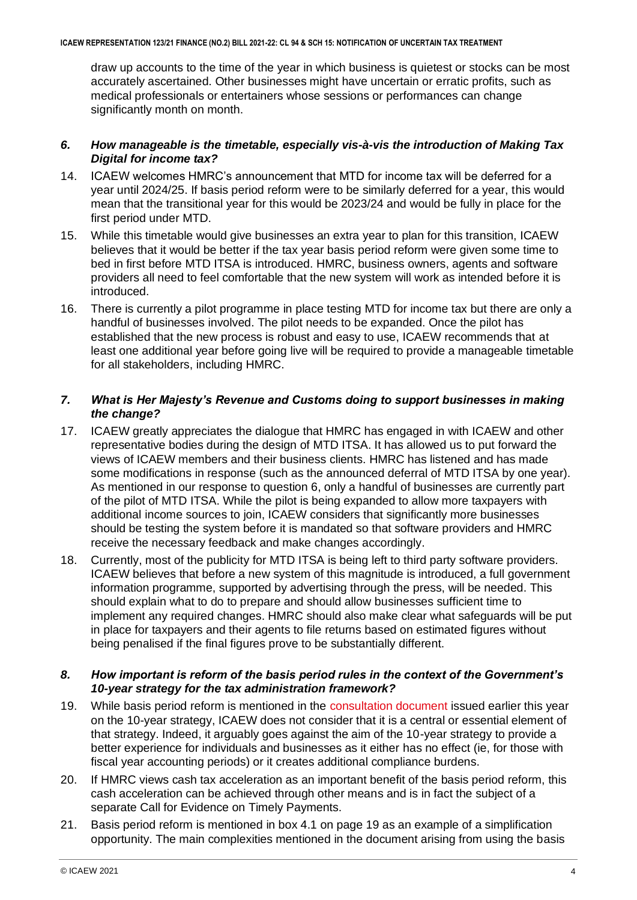draw up accounts to the time of the year in which business is quietest or stocks can be most accurately ascertained. Other businesses might have uncertain or erratic profits, such as medical professionals or entertainers whose sessions or performances can change significantly month on month.

### *6. How manageable is the timetable, especially vis-à-vis the introduction of Making Tax Digital for income tax?*

14. ICAEW welcomes HMRC's announcement that MTD for income tax will be deferred for a year until 2024/25. If basis period reform were to be similarly deferred for a year, this would mean that the transitional year for this would be 2023/24 and would be fully in place for the first period under MTD.
15. While this timetable would give businesses an extra year to plan for this transition, ICAEW believes that it would be better if the tax year basis period reform were given some time to bed in first before MTD ITSA is introduced. HMRC, business owners, agents and software providers all need to feel comfortable that the new system will work as intended before it is introduced.
16. There is currently a pilot programme in place testing MTD for income tax but there are only a handful of businesses involved. The pilot needs to be expanded. Once the pilot has established that the new process is robust and easy to use, ICAEW recommends that at least one additional year before going live will be required to provide a manageable timetable for all stakeholders, including HMRC.

### *7. What is Her Majesty's Revenue and Customs doing to support businesses in making the change?*

17. ICAEW greatly appreciates the dialogue that HMRC has engaged in with ICAEW and other representative bodies during the design of MTD ITSA. It has allowed us to put forward the views of ICAEW members and their business clients. HMRC has listened and has made some modifications in response (such as the announced deferral of MTD ITSA by one year). As mentioned in our response to question 6, only a handful of businesses are currently part of the pilot of MTD ITSA. While the pilot is being expanded to allow more taxpayers with additional income sources to join, ICAEW considers that significantly more businesses should be testing the system before it is mandated so that software providers and HMRC receive the necessary feedback and make changes accordingly.
18. Currently, most of the publicity for MTD ITSA is being left to third party software providers. ICAEW believes that before a new system of this magnitude is introduced, a full government information programme, supported by advertising through the press, will be needed. This should explain what to do to prepare and should allow businesses sufficient time to implement any required changes. HMRC should also make clear what safeguards will be put in place for taxpayers and their agents to file returns based on estimated figures without being penalised if the final figures prove to be substantially different.

### *8. How important is reform of the basis period rules in the context of the Government's 10-year strategy for the tax administration framework?*

19. While basis period reform is mentioned in the consultation document issued earlier this year on the 10-year strategy, ICAEW does not consider that it is a central or essential element of that strategy. Indeed, it arguably goes against the aim of the 10-year strategy to provide a better experience for individuals and businesses as it either has no effect (ie, for those with fiscal year accounting periods) or it creates additional compliance burdens.
20. If HMRC views cash tax acceleration as an important benefit of the basis period reform, this cash acceleration can be achieved through other means and is in fact the subject of a separate Call for Evidence on Timely Payments.
21. Basis period reform is mentioned in box 4.1 on page 19 as an example of a simplification opportunity. The main complexities mentioned in the document arising from using the basis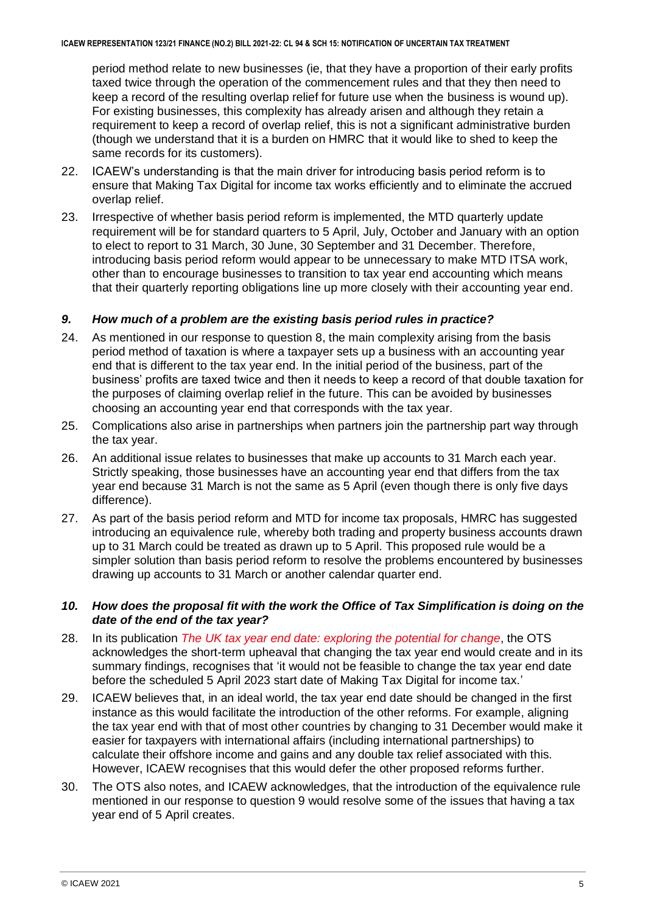period method relate to new businesses (ie, that they have a proportion of their early profits taxed twice through the operation of the commencement rules and that they then need to keep a record of the resulting overlap relief for future use when the business is wound up). For existing businesses, this complexity has already arisen and although they retain a requirement to keep a record of overlap relief, this is not a significant administrative burden (though we understand that it is a burden on HMRC that it would like to shed to keep the same records for its customers).

22. ICAEW's understanding is that the main driver for introducing basis period reform is to ensure that Making Tax Digital for income tax works efficiently and to eliminate the accrued overlap relief.

23. Irrespective of whether basis period reform is implemented, the MTD quarterly update requirement will be for standard quarters to 5 April, July, October and January with an option to elect to report to 31 March, 30 June, 30 September and 31 December. Therefore, introducing basis period reform would appear to be unnecessary to make MTD ITSA work, other than to encourage businesses to transition to tax year end accounting which means that their quarterly reporting obligations line up more closely with their accounting year end.

### *9. How much of a problem are the existing basis period rules in practice?*

24. As mentioned in our response to question 8, the main complexity arising from the basis period method of taxation is where a taxpayer sets up a business with an accounting year end that is different to the tax year end. In the initial period of the business, part of the business' profits are taxed twice and then it needs to keep a record of that double taxation for the purposes of claiming overlap relief in the future. This can be avoided by businesses choosing an accounting year end that corresponds with the tax year.

25. Complications also arise in partnerships when partners join the partnership part way through the tax year.

26. An additional issue relates to businesses that make up accounts to 31 March each year. Strictly speaking, those businesses have an accounting year end that differs from the tax year end because 31 March is not the same as 5 April (even though there is only five days difference).

27. As part of the basis period reform and MTD for income tax proposals, HMRC has suggested introducing an equivalence rule, whereby both trading and property business accounts drawn up to 31 March could be treated as drawn up to 5 April. This proposed rule would be a simpler solution than basis period reform to resolve the problems encountered by businesses drawing up accounts to 31 March or another calendar quarter end.

### *10. How does the proposal fit with the work the Office of Tax Simplification is doing on the date of the end of the tax year?*

28. In its publication *The UK tax year end date: exploring the potential for change*, the OTS acknowledges the short-term upheaval that changing the tax year end would create and in its summary findings, recognises that 'it would not be feasible to change the tax year end date before the scheduled 5 April 2023 start date of Making Tax Digital for income tax.'

29. ICAEW believes that, in an ideal world, the tax year end date should be changed in the first instance as this would facilitate the introduction of the other reforms. For example, aligning the tax year end with that of most other countries by changing to 31 December would make it easier for taxpayers with international affairs (including international partnerships) to calculate their offshore income and gains and any double tax relief associated with this. However, ICAEW recognises that this would defer the other proposed reforms further.

30. The OTS also notes, and ICAEW acknowledges, that the introduction of the equivalence rule mentioned in our response to question 9 would resolve some of the issues that having a tax year end of 5 April creates.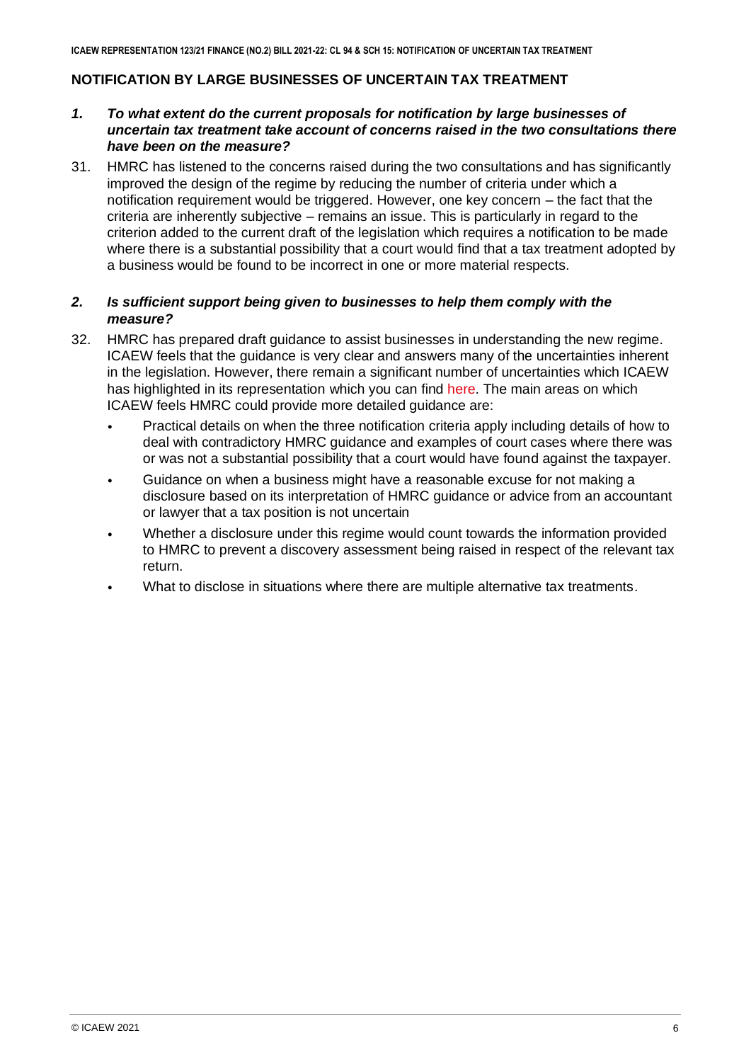## NOTIFICATION BY LARGE BUSINESSES OF UNCERTAIN TAX TREATMENT

### *1. To what extent do the current proposals for notification by large businesses of uncertain tax treatment take account of concerns raised in the two consultations there have been on the measure?*

31. HMRC has listened to the concerns raised during the two consultations and has significantly improved the design of the regime by reducing the number of criteria under which a notification requirement would be triggered. However, one key concern – the fact that the criteria are inherently subjective – remains an issue. This is particularly in regard to the criterion added to the current draft of the legislation which requires a notification to be made where there is a substantial possibility that a court would find that a tax treatment adopted by a business would be found to be incorrect in one or more material respects.

### *2. Is sufficient support being given to businesses to help them comply with the measure?*

32. HMRC has prepared draft guidance to assist businesses in understanding the new regime. ICAEW feels that the guidance is very clear and answers many of the uncertainties inherent in the legislation. However, there remain a significant number of uncertainties which ICAEW has highlighted in its representation which you can find here. The main areas on which ICAEW feels HMRC could provide more detailed guidance are:

    - Practical details on when the three notification criteria apply including details of how to deal with contradictory HMRC guidance and examples of court cases where there was or was not a substantial possibility that a court would have found against the taxpayer.
    - Guidance on when a business might have a reasonable excuse for not making a disclosure based on its interpretation of HMRC guidance or advice from an accountant or lawyer that a tax position is not uncertain
    - Whether a disclosure under this regime would count towards the information provided to HMRC to prevent a discovery assessment being raised in respect of the relevant tax return.
    - What to disclose in situations where there are multiple alternative tax treatments.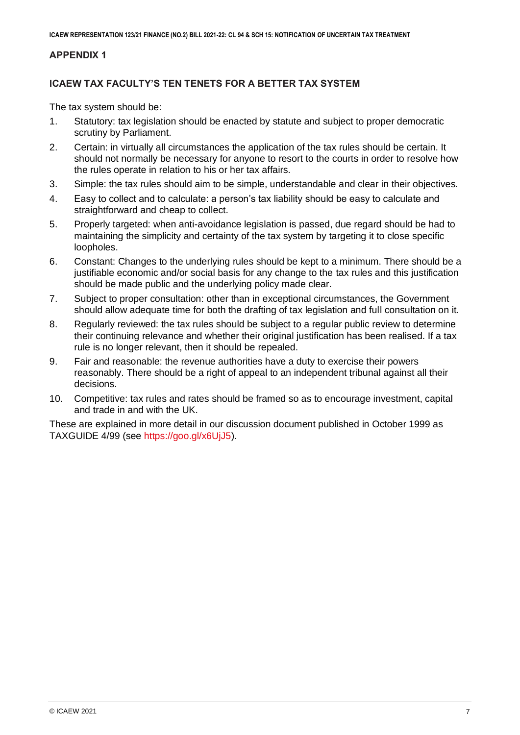## APPENDIX 1

### ICAEW TAX FACULTY'S TEN TENETS FOR A BETTER TAX SYSTEM

The tax system should be:

1. Statutory: tax legislation should be enacted by statute and subject to proper democratic scrutiny by Parliament.
2. Certain: in virtually all circumstances the application of the tax rules should be certain. It should not normally be necessary for anyone to resort to the courts in order to resolve how the rules operate in relation to his or her tax affairs.
3. Simple: the tax rules should aim to be simple, understandable and clear in their objectives.
4. Easy to collect and to calculate: a person's tax liability should be easy to calculate and straightforward and cheap to collect.
5. Properly targeted: when anti-avoidance legislation is passed, due regard should be had to maintaining the simplicity and certainty of the tax system by targeting it to close specific loopholes.
6. Constant: Changes to the underlying rules should be kept to a minimum. There should be a justifiable economic and/or social basis for any change to the tax rules and this justification should be made public and the underlying policy made clear.
7. Subject to proper consultation: other than in exceptional circumstances, the Government should allow adequate time for both the drafting of tax legislation and full consultation on it.
8. Regularly reviewed: the tax rules should be subject to a regular public review to determine their continuing relevance and whether their original justification has been realised. If a tax rule is no longer relevant, then it should be repealed.
9. Fair and reasonable: the revenue authorities have a duty to exercise their powers reasonably. There should be a right of appeal to an independent tribunal against all their decisions.
10. Competitive: tax rules and rates should be framed so as to encourage investment, capital and trade in and with the UK.

These are explained in more detail in our discussion document published in October 1999 as TAXGUIDE 4/99 (see https://goo.gl/x6UjJ5).